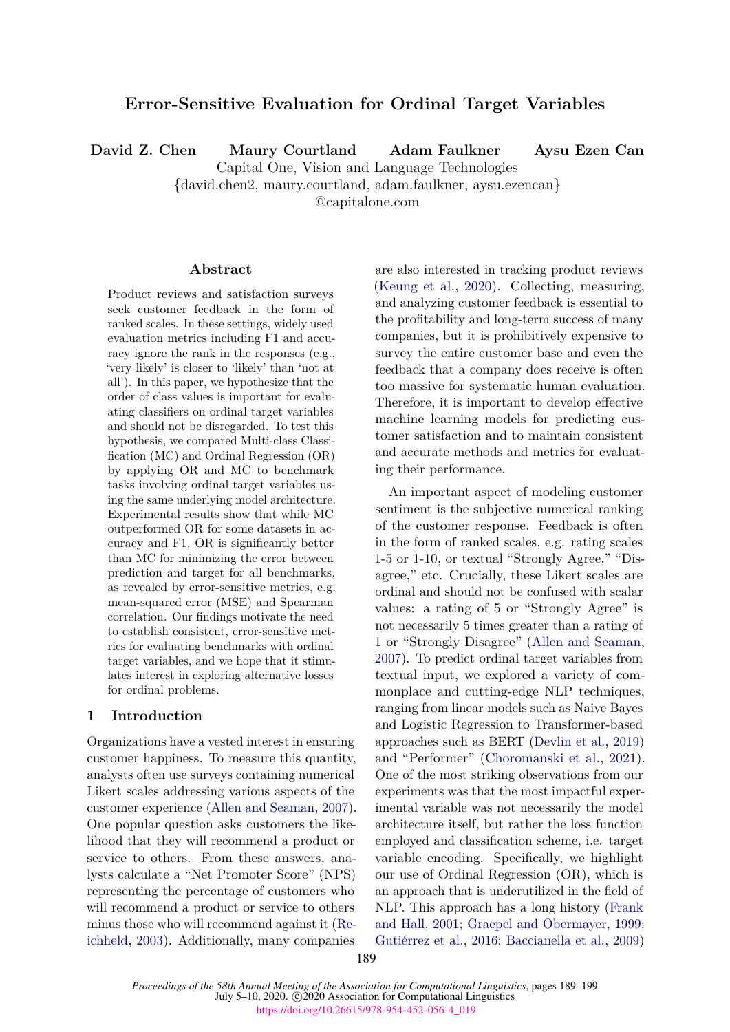# Error-Sensitive Evaluation for Ordinal Target Variables

**David Z. Chen** **Maury Courtland** **Adam Faulkner** **Aysu Ezen Can**

Capital One, Vision and Language Technologies

{david.chen2, maury.courtland, adam.faulkner, aysu.ezencan}@capitalone.com

## Abstract

Product reviews and satisfaction surveys seek customer feedback in the form of ranked scales. In these settings, widely used evaluation metrics including F1 and accuracy ignore the rank in the responses (e.g., 'very likely' is closer to 'likely' than 'not at all'). In this paper, we hypothesize that the order of class values is important for evaluating classifiers on ordinal target variables and should not be disregarded. To test this hypothesis, we compared Multi-class Classification (MC) and Ordinal Regression (OR) by applying OR and MC to benchmark tasks involving ordinal target variables using the same underlying model architecture. Experimental results show that while MC outperformed OR for some datasets in accuracy and F1, OR is significantly better than MC for minimizing the error between prediction and target for all benchmarks, as revealed by error-sensitive metrics, e.g. mean-squared error (MSE) and Spearman correlation. Our findings motivate the need to establish consistent, error-sensitive metrics for evaluating benchmarks with ordinal target variables, and we hope that it stimulates interest in exploring alternative losses for ordinal problems.

## 1 Introduction

Organizations have a vested interest in ensuring customer happiness. To measure this quantity, analysts often use surveys containing numerical Likert scales addressing various aspects of the customer experience (Allen and Seaman, 2007). One popular question asks customers the likelihood that they will recommend a product or service to others. From these answers, analysts calculate a "Net Promoter Score" (NPS) representing the percentage of customers who will recommend a product or service to others minus those who will recommend against it (Reichheld, 2003). Additionally, many companies are also interested in tracking product reviews (Keung et al., 2020). Collecting, measuring, and analyzing customer feedback is essential to the profitability and long-term success of many companies, but it is prohibitively expensive to survey the entire customer base and even the feedback that a company does receive is often too massive for systematic human evaluation. Therefore, it is important to develop effective machine learning models for predicting customer satisfaction and to maintain consistent and accurate methods and metrics for evaluating their performance.

An important aspect of modeling customer sentiment is the subjective numerical ranking of the customer response. Feedback is often in the form of ranked scales, e.g. rating scales 1-5 or 1-10, or textual "Strongly Agree," "Disagree," etc. Crucially, these Likert scales are ordinal and should not be confused with scalar values: a rating of 5 or "Strongly Agree" is not necessarily 5 times greater than a rating of 1 or "Strongly Disagree" (Allen and Seaman, 2007). To predict ordinal target variables from textual input, we explored a variety of commonplace and cutting-edge NLP techniques, ranging from linear models such as Naive Bayes and Logistic Regression to Transformer-based approaches such as BERT (Devlin et al., 2019) and "Performer" (Choromanski et al., 2021). One of the most striking observations from our experiments was that the most impactful experimental variable was not necessarily the model architecture itself, but rather the loss function employed and classification scheme, i.e. target variable encoding. Specifically, we highlight our use of Ordinal Regression (OR), which is an approach that is underutilized in the field of NLP. This approach has a long history (Frank and Hall, 2001; Graepel and Obermayer, 1999; Gutiérrez et al., 2016; Baccianella et al., 2009)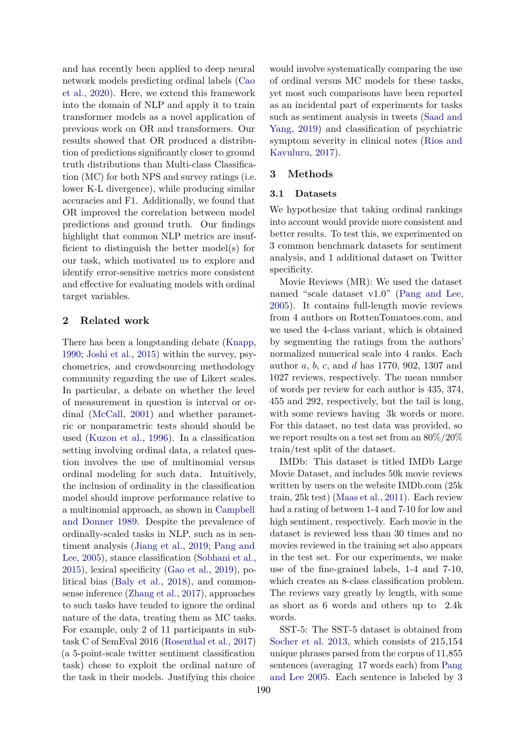and has recently been applied to deep neural network models predicting ordinal labels (Cao et al., 2020). Here, we extend this framework into the domain of NLP and apply it to train transformer models as a novel application of previous work on OR and transformers. Our results showed that OR produced a distribution of predictions significantly closer to ground truth distributions than Multi-class Classification (MC) for both NPS and survey ratings (i.e. lower K-L divergence), while producing similar accuracies and F1. Additionally, we found that OR improved the correlation between model predictions and ground truth. Our findings highlight that common NLP metrics are insufficient to distinguish the better model(s) for our task, which motivated us to explore and identify error-sensitive metrics more consistent and effective for evaluating models with ordinal target variables.

## 2 Related work

There has been a longstanding debate (Knapp, 1990; Joshi et al., 2015) within the survey, psychometrics, and crowdsourcing methodology community regarding the use of Likert scales. In particular, a debate on whether the level of measurement in question is interval or ordinal (McCall, 2001) and whether parametric or nonparametric tests should should be used (Kuzon et al., 1996). In a classification setting involving ordinal data, a related question involves the use of multinomial versus ordinal modeling for such data. Intuitively, the inclusion of ordinality in the classification model should improve performance relative to a multinomial approach, as shown in Campbell and Donner 1989. Despite the prevalence of ordinally-scaled tasks in NLP, such as in sentiment analysis (Jiang et al., 2019; Pang and Lee, 2005), stance classification (Sobhani et al., 2015), lexical specificity (Gao et al., 2019), political bias (Baly et al., 2018), and commonsense inference (Zhang et al., 2017), approaches to such tasks have tended to ignore the ordinal nature of the data, treating them as MC tasks. For example, only 2 of 11 participants in subtask C of SemEval 2016 (Rosenthal et al., 2017) (a 5-point-scale twitter sentiment classification task) chose to exploit the ordinal nature of the task in their models. Justifying this choice would involve systematically comparing the use of ordinal versus MC models for these tasks, yet most such comparisons have been reported as an incidental part of experiments for tasks such as sentiment analysis in tweets (Saad and Yang, 2019) and classification of psychiatric symptom severity in clinical notes (Rios and Kavuluru, 2017).

## 3 Methods

### 3.1 Datasets

We hypothesize that taking ordinal rankings into account would provide more consistent and better results. To test this, we experimented on 3 common benchmark datasets for sentiment analysis, and 1 additional dataset on Twitter specificity.

Movie Reviews (MR): We used the dataset named "scale dataset v1.0" (Pang and Lee, 2005). It contains full-length movie reviews from 4 authors on RottenTomatoes.com, and we used the 4-class variant, which is obtained by segmenting the ratings from the authors' normalized numerical scale into 4 ranks. Each author $a$, $b$, $c$, and $d$ has 1770, 902, 1307 and 1027 reviews, respectively. The mean number of words per review for each author is 435, 374, 455 and 292, respectively, but the tail is long, with some reviews having 3k words or more. For this dataset, no test data was provided, so we report results on a test set from an 80%/20% train/test split of the dataset.

IMDb: This dataset is titled IMDb Large Movie Dataset, and includes 50k movie reviews written by users on the website IMDb.com (25k train, 25k test) (Maas et al., 2011). Each review had a rating of between 1-4 and 7-10 for low and high sentiment, respectively. Each movie in the dataset is reviewed less than 30 times and no movies reviewed in the training set also appears in the test set. For our experiments, we make use of the fine-grained labels, 1-4 and 7-10, which creates an 8-class classification problem. The reviews vary greatly by length, with some as short as 6 words and others up to 2.4k words.

SST-5: The SST-5 dataset is obtained from Socher et al. 2013, which consists of 215,154 unique phrases parsed from the corpus of 11,855 sentences (averaging 17 words each) from Pang and Lee 2005. Each sentence is labeled by 3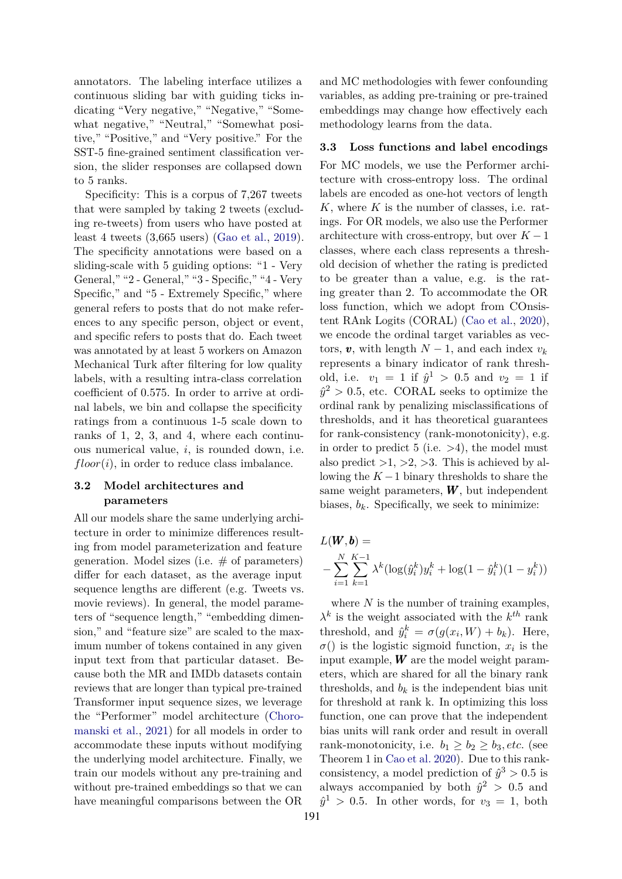annotators. The labeling interface utilizes a continuous sliding bar with guiding ticks indicating "Very negative," "Negative," "Somewhat negative," "Neutral," "Somewhat positive," "Positive," and "Very positive." For the SST-5 fine-grained sentiment classification version, the slider responses are collapsed down to 5 ranks.

Specificity: This is a corpus of 7,267 tweets that were sampled by taking 2 tweets (excluding re-tweets) from users who have posted at least 4 tweets (3,665 users) (Gao et al., 2019). The specificity annotations were based on a sliding-scale with 5 guiding options: "1 - Very General," "2 - General," "3 - Specific," "4 - Very Specific," and "5 - Extremely Specific," where general refers to posts that do not make references to any specific person, object or event, and specific refers to posts that do. Each tweet was annotated by at least 5 workers on Amazon Mechanical Turk after filtering for low quality labels, with a resulting intra-class correlation coefficient of 0.575. In order to arrive at ordinal labels, we bin and collapse the specificity ratings from a continuous 1-5 scale down to ranks of 1, 2, 3, and 4, where each continuous numerical value, $i$, is rounded down, i.e. $floor(i)$, in order to reduce class imbalance.

### 3.2 Model architectures and parameters

All our models share the same underlying architecture in order to minimize differences resulting from model parameterization and feature generation. Model sizes (i.e. # of parameters) differ for each dataset, as the average input sequence lengths are different (e.g. Tweets vs. movie reviews). In general, the model parameters of "sequence length," "embedding dimension," and "feature size" are scaled to the maximum number of tokens contained in any given input text from that particular dataset. Because both the MR and IMDb datasets contain reviews that are longer than typical pre-trained Transformer input sequence sizes, we leverage the "Performer" model architecture (Choromanski et al., 2021) for all models in order to accommodate these inputs without modifying the underlying model architecture. Finally, we train our models without any pre-training and without pre-trained embeddings so that we can have meaningful comparisons between the OR and MC methodologies with fewer confounding variables, as adding pre-training or pre-trained embeddings may change how effectively each methodology learns from the data.

### 3.3 Loss functions and label encodings

For MC models, we use the Performer architecture with cross-entropy loss. The ordinal labels are encoded as one-hot vectors of length $K$, where $K$ is the number of classes, i.e. ratings. For OR models, we also use the Performer architecture with cross-entropy, but over $K-1$ classes, where each class represents a threshold decision of whether the rating is predicted to be greater than a value, e.g. is the rating greater than 2. To accommodate the OR loss function, which we adopt from COnsistent RAnk Logits (CORAL) (Cao et al., 2020), we encode the ordinal target variables as vectors, $\boldsymbol{v}$, with length $N-1$, and each index $v_k$ represents a binary indicator of rank threshold, i.e. $v_1 = 1$ if $\hat{y}^1 > 0.5$ and $v_2 = 1$ if $\hat{y}^2 > 0.5$, etc. CORAL seeks to optimize the ordinal rank by penalizing misclassifications of thresholds, and it has theoretical guarantees for rank-consistency (rank-monotonicity), e.g. in order to predict 5 (i.e. >4), the model must also predict >1, >2, >3. This is achieved by allowing the $K-1$ binary thresholds to share the same weight parameters, $\boldsymbol{W}$, but independent biases, $b_k$. Specifically, we seek to minimize:

$$L(\boldsymbol{W}, \boldsymbol{b}) = -\sum_{i=1}^{N}\sum_{k=1}^{K-1} \lambda^k (\log(\hat{y}_i^k) y_i^k + \log(1-\hat{y}_i^k)(1-y_i^k))$$

where $N$ is the number of training examples, $\lambda^k$ is the weight associated with the $k^{th}$ rank threshold, and $\hat{y}_i^k = \sigma(g(x_i, W) + b_k)$. Here, $\sigma()$ is the logistic sigmoid function, $x_i$ is the input example, $\boldsymbol{W}$ are the model weight parameters, which are shared for all the binary rank thresholds, and $b_k$ is the independent bias unit for threshold at rank k. In optimizing this loss function, one can prove that the independent bias units will rank order and result in overall rank-monotonicity, i.e. $b_1 \geq b_2 \geq b_3, etc.$ (see Theorem 1 in Cao et al. 2020). Due to this rank-consistency, a model prediction of $\hat{y}^3 > 0.5$ is always accompanied by both $\hat{y}^2 > 0.5$ and $\hat{y}^1 > 0.5$. In other words, for $v_3 = 1$, both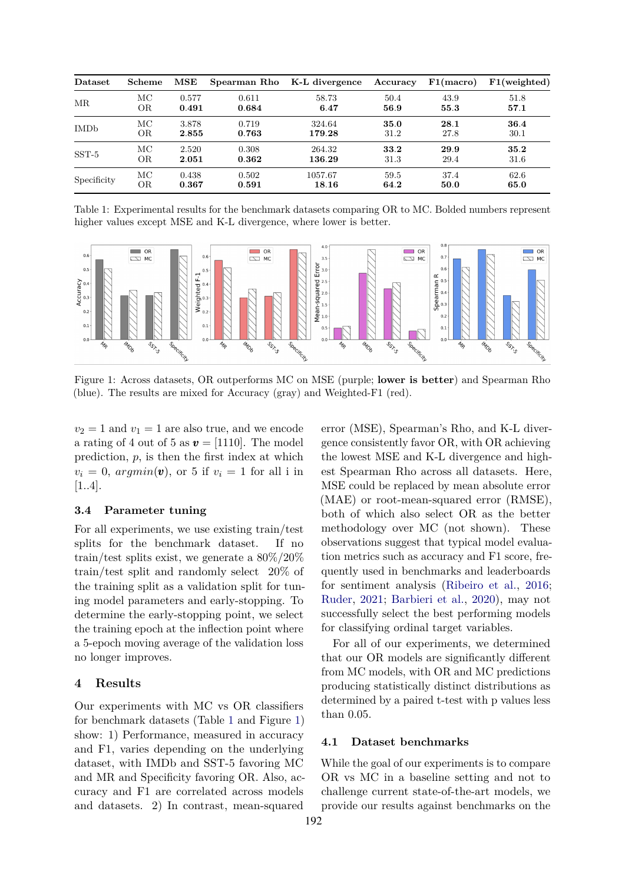| Dataset | Scheme | MSE | Spearman Rho | K-L divergence | Accuracy | F1(macro) | F1(weighted) |
|---|---|---|---|---|---|---|---|
| MR | MC | 0.577 | 0.611 | 58.73 | 50.4 | 43.9 | 51.8 |
| | OR | **0.491** | **0.684** | **6.47** | **56.9** | **55.3** | **57.1** |
| IMDb | MC | 3.878 | 0.719 | 324.64 | **35.0** | **28.1** | **36.4** |
| | OR | **2.855** | **0.763** | **179.28** | 31.2 | 27.8 | 30.1 |
| SST-5 | MC | 2.520 | 0.308 | 264.32 | **33.2** | **29.9** | **35.2** |
| | OR | **2.051** | **0.362** | **136.29** | 31.3 | 29.4 | 31.6 |
| Specificity | MC | 0.438 | 0.502 | 1057.67 | 59.5 | 37.4 | 62.6 |
| | OR | **0.367** | **0.591** | **18.16** | **64.2** | **50.0** | **65.0** |

Table 1: Experimental results for the benchmark datasets comparing OR to MC. Bolded numbers represent higher values except MSE and K-L divergence, where lower is better.

Figure 1: Across datasets, OR outperforms MC on MSE (purple; **lower is better**) and Spearman Rho (blue). The results are mixed for Accuracy (gray) and Weighted-F1 (red).

$v_2 = 1$ and $v_1 = 1$ are also true, and we encode a rating of 4 out of 5 as $\boldsymbol{v} = [1110]$. The model prediction, $p$, is then the first index at which $v_i = 0$, $argmin(\boldsymbol{v})$, or 5 if $v_i = 1$ for all i in [1..4].

### 3.4 Parameter tuning

For all experiments, we use existing train/test splits for the benchmark dataset. If no train/test splits exist, we generate a 80%/20% train/test split and randomly select 20% of the training split as a validation split for tuning model parameters and early-stopping. To determine the early-stopping point, we select the training epoch at the inflection point where a 5-epoch moving average of the validation loss no longer improves.

## 4 Results

Our experiments with MC vs OR classifiers for benchmark datasets (Table 1 and Figure 1) show: 1) Performance, measured in accuracy and F1, varies depending on the underlying dataset, with IMDb and SST-5 favoring MC and MR and Specificity favoring OR. Also, accuracy and F1 are correlated across models and datasets. 2) In contrast, mean-squared error (MSE), Spearman's Rho, and K-L divergence consistently favor OR, with OR achieving the lowest MSE and K-L divergence and highest Spearman Rho across all datasets. Here, MSE could be replaced by mean absolute error (MAE) or root-mean-squared error (RMSE), both of which also select OR as the better methodology over MC (not shown). These observations suggest that typical model evaluation metrics such as accuracy and F1 score, frequently used in benchmarks and leaderboards for sentiment analysis (Ribeiro et al., 2016; Ruder, 2021; Barbieri et al., 2020), may not successfully select the best performing models for classifying ordinal target variables.

For all of our experiments, we determined that our OR models are significantly different from MC models, with OR and MC predictions producing statistically distinct distributions as determined by a paired t-test with p values less than 0.05.

### 4.1 Dataset benchmarks

While the goal of our experiments is to compare OR vs MC in a baseline setting and not to challenge current state-of-the-art models, we provide our results against benchmarks on the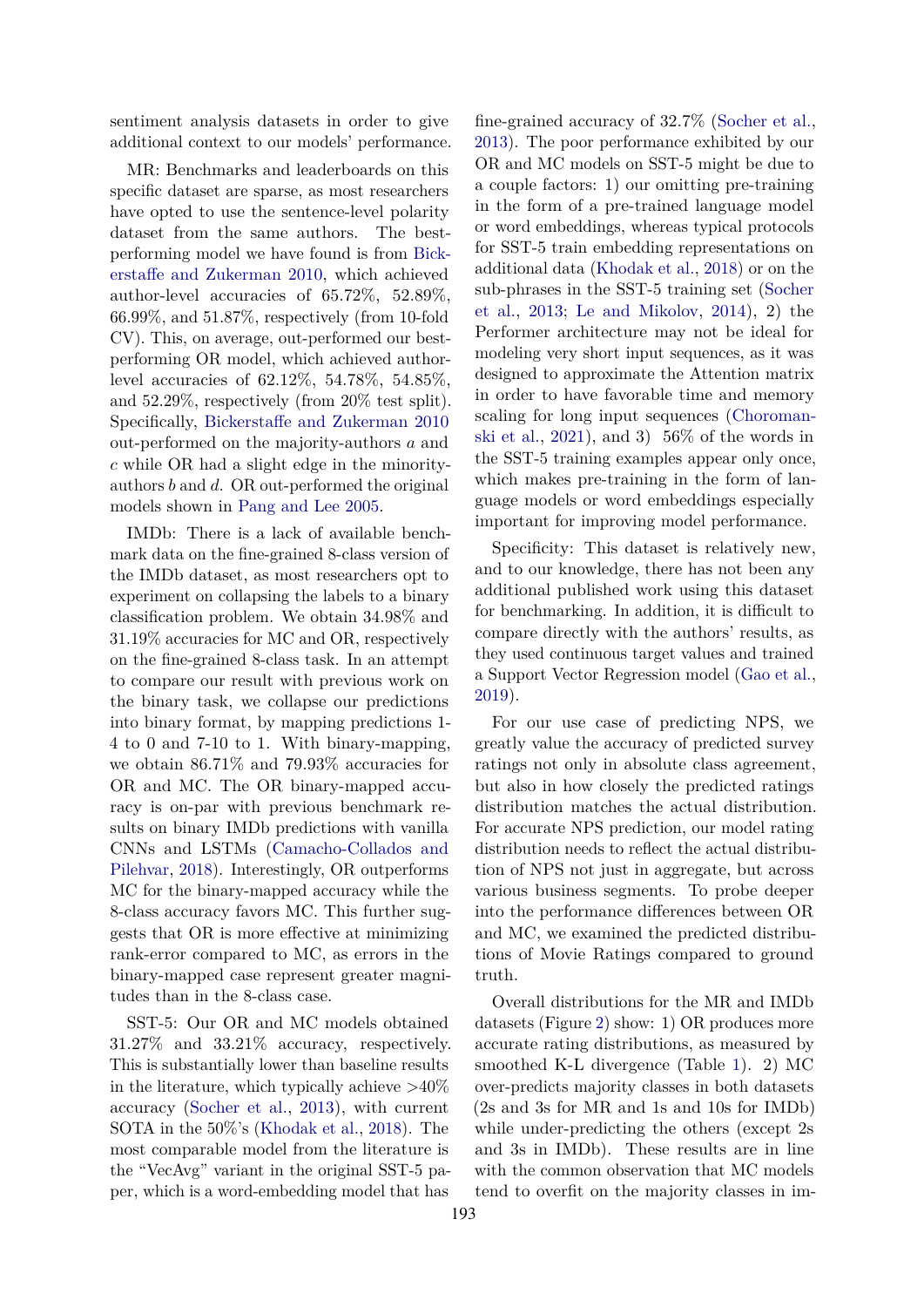sentiment analysis datasets in order to give additional context to our models' performance.

MR: Benchmarks and leaderboards on this specific dataset are sparse, as most researchers have opted to use the sentence-level polarity dataset from the same authors. The best-performing model we have found is from Bickerstaffe and Zukerman 2010, which achieved author-level accuracies of 65.72%, 52.89%, 66.99%, and 51.87%, respectively (from 10-fold CV). This, on average, out-performed our best-performing OR model, which achieved author-level accuracies of 62.12%, 54.78%, 54.85%, and 52.29%, respectively (from 20% test split). Specifically, Bickerstaffe and Zukerman 2010 out-performed on the majority-authors $a$ and $c$ while OR had a slight edge in the minority-authors $b$ and $d$. OR out-performed the original models shown in Pang and Lee 2005.

IMDb: There is a lack of available benchmark data on the fine-grained 8-class version of the IMDb dataset, as most researchers opt to experiment on collapsing the labels to a binary classification problem. We obtain 34.98% and 31.19% accuracies for MC and OR, respectively on the fine-grained 8-class task. In an attempt to compare our result with previous work on the binary task, we collapse our predictions into binary format, by mapping predictions 1-4 to 0 and 7-10 to 1. With binary-mapping, we obtain 86.71% and 79.93% accuracies for OR and MC. The OR binary-mapped accuracy is on-par with previous benchmark results on binary IMDb predictions with vanilla CNNs and LSTMs (Camacho-Collados and Pilehvar, 2018). Interestingly, OR outperforms MC for the binary-mapped accuracy while the 8-class accuracy favors MC. This further suggests that OR is more effective at minimizing rank-error compared to MC, as errors in the binary-mapped case represent greater magnitudes than in the 8-class case.

SST-5: Our OR and MC models obtained 31.27% and 33.21% accuracy, respectively. This is substantially lower than baseline results in the literature, which typically achieve >40% accuracy (Socher et al., 2013), with current SOTA in the 50%'s (Khodak et al., 2018). The most comparable model from the literature is the "VecAvg" variant in the original SST-5 paper, which is a word-embedding model that has fine-grained accuracy of 32.7% (Socher et al., 2013). The poor performance exhibited by our OR and MC models on SST-5 might be due to a couple factors: 1) our omitting pre-training in the form of a pre-trained language model or word embeddings, whereas typical protocols for SST-5 train embedding representations on additional data (Khodak et al., 2018) or on the sub-phrases in the SST-5 training set (Socher et al., 2013; Le and Mikolov, 2014), 2) the Performer architecture may not be ideal for modeling very short input sequences, as it was designed to approximate the Attention matrix in order to have favorable time and memory scaling for long input sequences (Choromanski et al., 2021), and 3) 56% of the words in the SST-5 training examples appear only once, which makes pre-training in the form of language models or word embeddings especially important for improving model performance.

Specificity: This dataset is relatively new, and to our knowledge, there has not been any additional published work using this dataset for benchmarking. In addition, it is difficult to compare directly with the authors' results, as they used continuous target values and trained a Support Vector Regression model (Gao et al., 2019).

For our use case of predicting NPS, we greatly value the accuracy of predicted survey ratings not only in absolute class agreement, but also in how closely the predicted ratings distribution matches the actual distribution. For accurate NPS prediction, our model rating distribution needs to reflect the actual distribution of NPS not just in aggregate, but across various business segments. To probe deeper into the performance differences between OR and MC, we examined the predicted distributions of Movie Ratings compared to ground truth.

Overall distributions for the MR and IMDb datasets (Figure 2) show: 1) OR produces more accurate rating distributions, as measured by smoothed K-L divergence (Table 1). 2) MC over-predicts majority classes in both datasets (2s and 3s for MR and 1s and 10s for IMDb) while under-predicting the others (except 2s and 3s in IMDb). These results are in line with the common observation that MC models tend to overfit on the majority classes in im-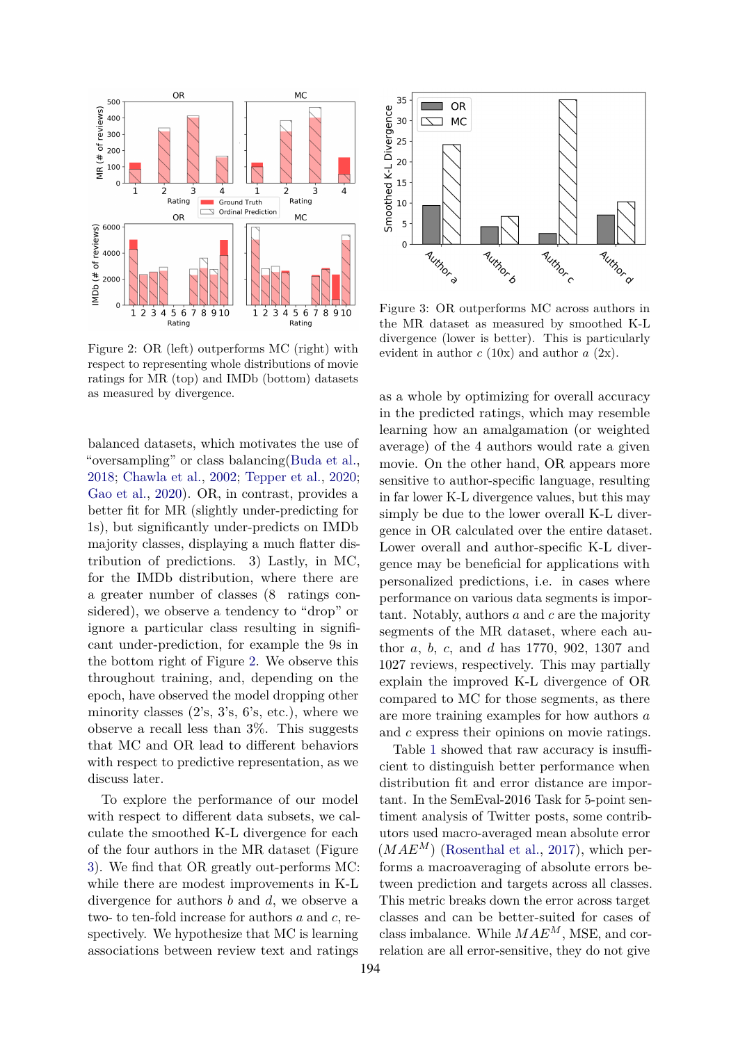Figure 2: OR (left) outperforms MC (right) with respect to representing whole distributions of movie ratings for MR (top) and IMDb (bottom) datasets as measured by divergence.

balanced datasets, which motivates the use of "oversampling" or class balancing(Buda et al., 2018; Chawla et al., 2002; Tepper et al., 2020; Gao et al., 2020). OR, in contrast, provides a better fit for MR (slightly under-predicting for 1s), but significantly under-predicts on IMDb majority classes, displaying a much flatter distribution of predictions. 3) Lastly, in MC, for the IMDb distribution, where there are a greater number of classes (8 ratings considered), we observe a tendency to "drop" or ignore a particular class resulting in significant under-prediction, for example the 9s in the bottom right of Figure 2. We observe this throughout training, and, depending on the epoch, have observed the model dropping other minority classes (2's, 3's, 6's, etc.), where we observe a recall less than 3%. This suggests that MC and OR lead to different behaviors with respect to predictive representation, as we discuss later.

To explore the performance of our model with respect to different data subsets, we calculate the smoothed K-L divergence for each of the four authors in the MR dataset (Figure 3). We find that OR greatly out-performs MC: while there are modest improvements in K-L divergence for authors *b* and *d*, we observe a two- to ten-fold increase for authors *a* and *c*, respectively. We hypothesize that MC is learning associations between review text and ratings as a whole by optimizing for overall accuracy in the predicted ratings, which may resemble learning how an amalgamation (or weighted average) of the 4 authors would rate a given movie. On the other hand, OR appears more sensitive to author-specific language, resulting in far lower K-L divergence values, but this may simply be due to the lower overall K-L divergence in OR calculated over the entire dataset. Lower overall and author-specific K-L divergence may be beneficial for applications with personalized predictions, i.e. in cases where performance on various data segments is important. Notably, authors *a* and *c* are the majority segments of the MR dataset, where each author *a*, *b*, *c*, and *d* has 1770, 902, 1307 and 1027 reviews, respectively. This may partially explain the improved K-L divergence of OR compared to MC for those segments, as there are more training examples for how authors *a* and *c* express their opinions on movie ratings.

Figure 3: OR outperforms MC across authors in the MR dataset as measured by smoothed K-L divergence (lower is better). This is particularly evident in author *c* (10x) and author *a* (2x).

Table 1 showed that raw accuracy is insufficient to distinguish better performance when distribution fit and error distance are important. In the SemEval-2016 Task for 5-point sentiment analysis of Twitter posts, some contributors used macro-averaged mean absolute error ($MAE^M$) (Rosenthal et al., 2017), which performs a macroaveraging of absolute errors between prediction and targets across all classes. This metric breaks down the error across target classes and can be better-suited for cases of class imbalance. While $MAE^M$, MSE, and correlation are all error-sensitive, they do not give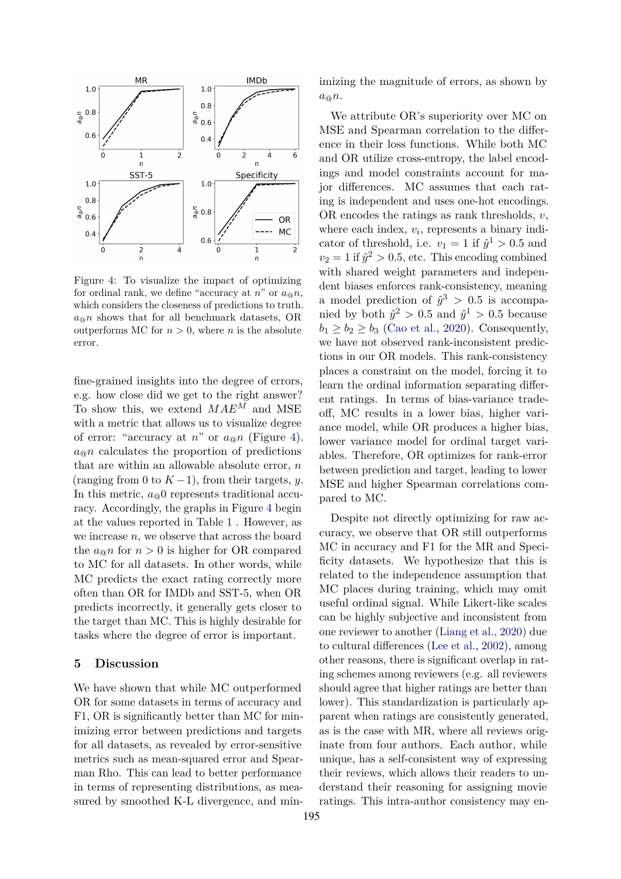Figure 4: To visualize the impact of optimizing for ordinal rank, we define "accuracy at $n$" or $a_{@}n$, which considers the closeness of predictions to truth. $a_{@}n$ shows that for all benchmark datasets, OR outperforms MC for $n > 0$, where $n$ is the absolute error.

fine-grained insights into the degree of errors, e.g. how close did we get to the right answer? To show this, we extend $MAE^{M}$ and MSE with a metric that allows us to visualize degree of error: "accuracy at $n$" or $a_{@}n$ (Figure 4). $a_{@}n$ calculates the proportion of predictions that are within an allowable absolute error, $n$ (ranging from 0 to $K-1$), from their targets, $y$. In this metric, $a_{@}0$ represents traditional accuracy. Accordingly, the graphs in Figure 4 begin at the values reported in Table 1 . However, as we increase $n$, we observe that across the board the $a_{@}n$ for $n > 0$ is higher for OR compared to MC for all datasets. In other words, while MC predicts the exact rating correctly more often than OR for IMDb and SST-5, when OR predicts incorrectly, it generally gets closer to the target than MC. This is highly desirable for tasks where the degree of error is important.

## 5 Discussion

We have shown that while MC outperformed OR for some datasets in terms of accuracy and F1, OR is significantly better than MC for minimizing error between predictions and targets for all datasets, as revealed by error-sensitive metrics such as mean-squared error and Spearman Rho. This can lead to better performance in terms of representing distributions, as measured by smoothed K-L divergence, and minimizing the magnitude of errors, as shown by $a_{@}n$.

We attribute OR's superiority over MC on MSE and Spearman correlation to the difference in their loss functions. While both MC and OR utilize cross-entropy, the label encodings and model constraints account for major differences. MC assumes that each rating is independent and uses one-hot encodings. OR encodes the ratings as rank thresholds, $v$, where each index, $v_i$, represents a binary indicator of threshold, i.e. $v_1 = 1$ if $\hat{y}^1 > 0.5$ and $v_2 = 1$ if $\hat{y}^2 > 0.5$, etc. This encoding combined with shared weight parameters and independent biases enforces rank-consistency, meaning a model prediction of $\hat{y}^3 > 0.5$ is accompanied by both $\hat{y}^2 > 0.5$ and $\hat{y}^1 > 0.5$ because $b_1 \geq b_2 \geq b_3$ (Cao et al., 2020). Consequently, we have not observed rank-inconsistent predictions in our OR models. This rank-consistency places a constraint on the model, forcing it to learn the ordinal information separating different ratings. In terms of bias-variance tradeoff, MC results in a lower bias, higher variance model, while OR produces a higher bias, lower variance model for ordinal target variables. Therefore, OR optimizes for rank-error between prediction and target, leading to lower MSE and higher Spearman correlations compared to MC.

Despite not directly optimizing for raw accuracy, we observe that OR still outperforms MC in accuracy and F1 for the MR and Specificity datasets. We hypothesize that this is related to the independence assumption that MC places during training, which may omit useful ordinal signal. While Likert-like scales can be highly subjective and inconsistent from one reviewer to another (Liang et al., 2020) due to cultural differences (Lee et al., 2002), among other reasons, there is significant overlap in rating schemes among reviewers (e.g. all reviewers should agree that higher ratings are better than lower). This standardization is particularly apparent when ratings are consistently generated, as is the case with MR, where all reviews originate from four authors. Each author, while unique, has a self-consistent way of expressing their reviews, which allows their readers to understand their reasoning for assigning movie ratings. This intra-author consistency may en-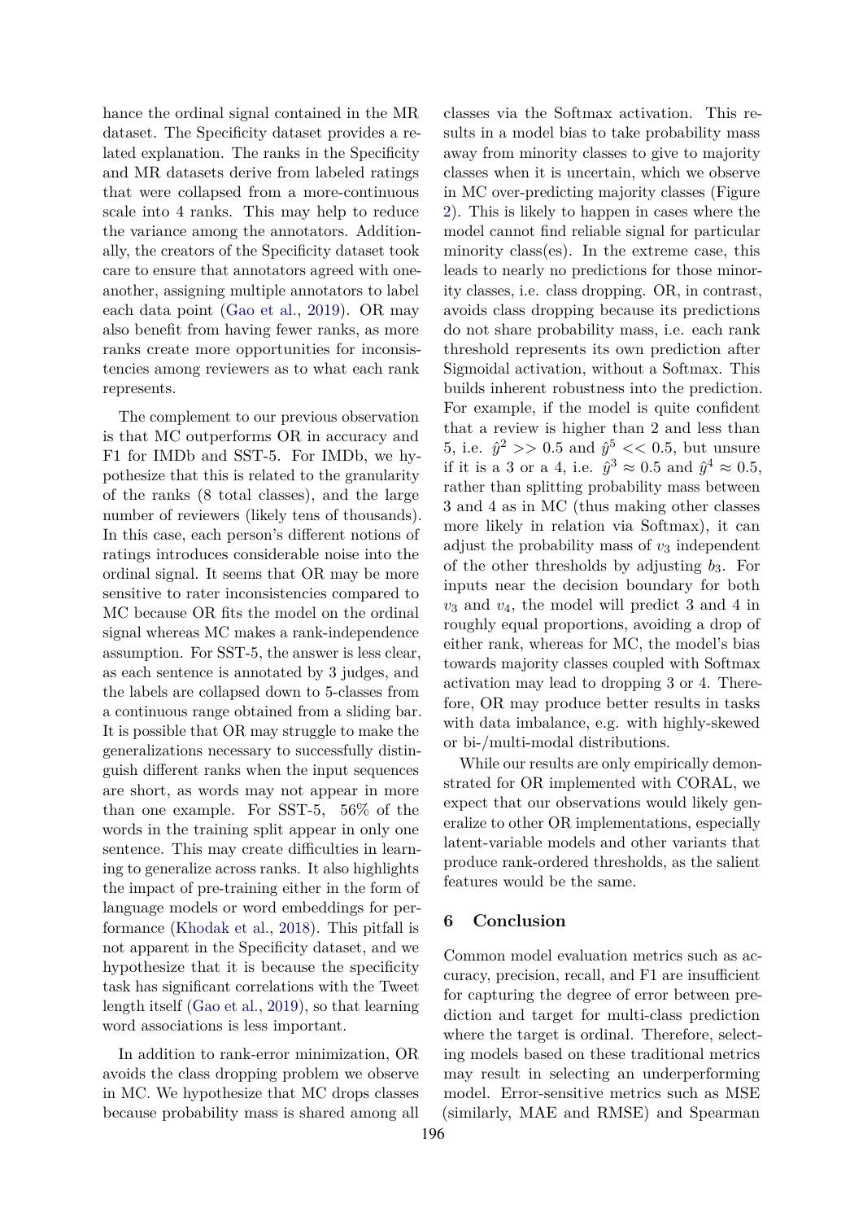hance the ordinal signal contained in the MR dataset. The Specificity dataset provides a related explanation. The ranks in the Specificity and MR datasets derive from labeled ratings that were collapsed from a more-continuous scale into 4 ranks. This may help to reduce the variance among the annotators. Additionally, the creators of the Specificity dataset took care to ensure that annotators agreed with one-another, assigning multiple annotators to label each data point (Gao et al., 2019). OR may also benefit from having fewer ranks, as more ranks create more opportunities for inconsistencies among reviewers as to what each rank represents.

The complement to our previous observation is that MC outperforms OR in accuracy and F1 for IMDb and SST-5. For IMDb, we hypothesize that this is related to the granularity of the ranks (8 total classes), and the large number of reviewers (likely tens of thousands). In this case, each person's different notions of ratings introduces considerable noise into the ordinal signal. It seems that OR may be more sensitive to rater inconsistencies compared to MC because OR fits the model on the ordinal signal whereas MC makes a rank-independence assumption. For SST-5, the answer is less clear, as each sentence is annotated by 3 judges, and the labels are collapsed down to 5-classes from a continuous range obtained from a sliding bar. It is possible that OR may struggle to make the generalizations necessary to successfully distinguish different ranks when the input sequences are short, as words may not appear in more than one example. For SST-5, 56% of the words in the training split appear in only one sentence. This may create difficulties in learning to generalize across ranks. It also highlights the impact of pre-training either in the form of language models or word embeddings for performance (Khodak et al., 2018). This pitfall is not apparent in the Specificity dataset, and we hypothesize that it is because the specificity task has significant correlations with the Tweet length itself (Gao et al., 2019), so that learning word associations is less important.

In addition to rank-error minimization, OR avoids the class dropping problem we observe in MC. We hypothesize that MC drops classes because probability mass is shared among all classes via the Softmax activation. This results in a model bias to take probability mass away from minority classes to give to majority classes when it is uncertain, which we observe in MC over-predicting majority classes (Figure 2). This is likely to happen in cases where the model cannot find reliable signal for particular minority class(es). In the extreme case, this leads to nearly no predictions for those minority classes, i.e. class dropping. OR, in contrast, avoids class dropping because its predictions do not share probability mass, i.e. each rank threshold represents its own prediction after Sigmoidal activation, without a Softmax. This builds inherent robustness into the prediction. For example, if the model is quite confident that a review is higher than 2 and less than 5, i.e. $\hat{y}^2 >> 0.5$ and $\hat{y}^5 << 0.5$, but unsure if it is a 3 or a 4, i.e. $\hat{y}^3 \approx 0.5$ and $\hat{y}^4 \approx 0.5$, rather than splitting probability mass between 3 and 4 as in MC (thus making other classes more likely in relation via Softmax), it can adjust the probability mass of $v_3$ independent of the other thresholds by adjusting $b_3$. For inputs near the decision boundary for both $v_3$ and $v_4$, the model will predict 3 and 4 in roughly equal proportions, avoiding a drop of either rank, whereas for MC, the model's bias towards majority classes coupled with Softmax activation may lead to dropping 3 or 4. Therefore, OR may produce better results in tasks with data imbalance, e.g. with highly-skewed or bi-/multi-modal distributions.

While our results are only empirically demonstrated for OR implemented with CORAL, we expect that our observations would likely generalize to other OR implementations, especially latent-variable models and other variants that produce rank-ordered thresholds, as the salient features would be the same.

## 6 Conclusion

Common model evaluation metrics such as accuracy, precision, recall, and F1 are insufficient for capturing the degree of error between prediction and target for multi-class prediction where the target is ordinal. Therefore, selecting models based on these traditional metrics may result in selecting an underperforming model. Error-sensitive metrics such as MSE (similarly, MAE and RMSE) and Spearman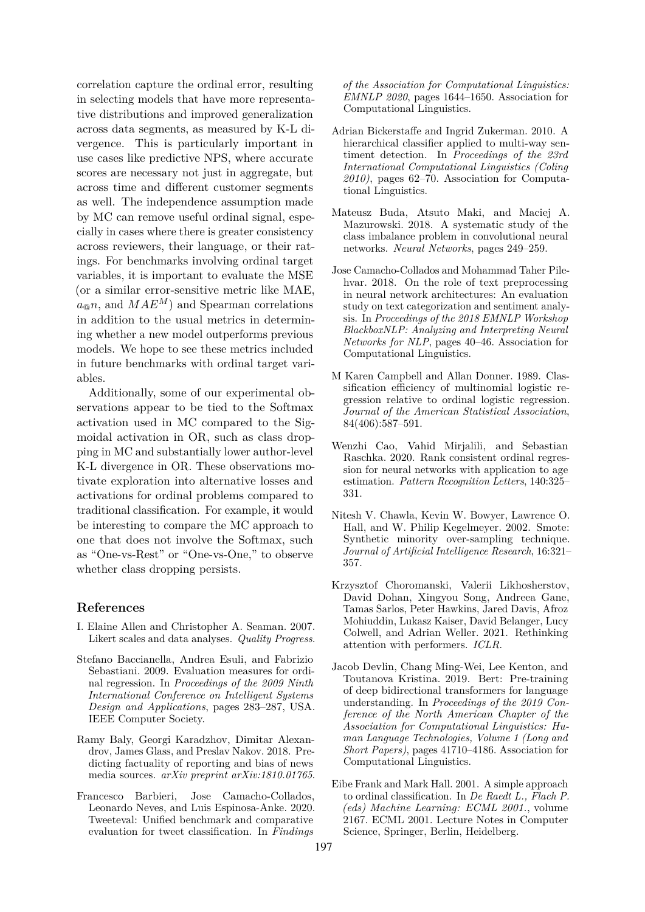correlation capture the ordinal error, resulting in selecting models that have more representative distributions and improved generalization across data segments, as measured by K-L divergence. This is particularly important in use cases like predictive NPS, where accurate scores are necessary not just in aggregate, but across time and different customer segments as well. The independence assumption made by MC can remove useful ordinal signal, especially in cases where there is greater consistency across reviewers, their language, or their ratings. For benchmarks involving ordinal target variables, it is important to evaluate the MSE (or a similar error-sensitive metric like MAE, $a_{@}n$, and $MAE^{M}$) and Spearman correlations in addition to the usual metrics in determining whether a new model outperforms previous models. We hope to see these metrics included in future benchmarks with ordinal target variables.

Additionally, some of our experimental observations appear to be tied to the Softmax activation used in MC compared to the Sigmoidal activation in OR, such as class dropping in MC and substantially lower author-level K-L divergence in OR. These observations motivate exploration into alternative losses and activations for ordinal problems compared to traditional classification. For example, it would be interesting to compare the MC approach to one that does not involve the Softmax, such as "One-vs-Rest" or "One-vs-One," to observe whether class dropping persists.

## References

I. Elaine Allen and Christopher A. Seaman. 2007. Likert scales and data analyses. *Quality Progress*.

Stefano Baccianella, Andrea Esuli, and Fabrizio Sebastiani. 2009. Evaluation measures for ordinal regression. In *Proceedings of the 2009 Ninth International Conference on Intelligent Systems Design and Applications*, pages 283–287, USA. IEEE Computer Society.

Ramy Baly, Georgi Karadzhov, Dimitar Alexandrov, James Glass, and Preslav Nakov. 2018. Predicting factuality of reporting and bias of news media sources. *arXiv preprint arXiv:1810.01765*.

Francesco Barbieri, Jose Camacho-Collados, Leonardo Neves, and Luis Espinosa-Anke. 2020. Tweeteval: Unified benchmark and comparative evaluation for tweet classification. In *Findings of the Association for Computational Linguistics: EMNLP 2020*, pages 1644–1650. Association for Computational Linguistics.

Adrian Bickerstaffe and Ingrid Zukerman. 2010. A hierarchical classifier applied to multi-way sentiment detection. In *Proceedings of the 23rd International Computational Linguistics (Coling 2010)*, pages 62–70. Association for Computational Linguistics.

Mateusz Buda, Atsuto Maki, and Maciej A. Mazurowski. 2018. A systematic study of the class imbalance problem in convolutional neural networks. *Neural Networks*, pages 249–259.

Jose Camacho-Collados and Mohammad Taher Pilehvar. 2018. On the role of text preprocessing in neural network architectures: An evaluation study on text categorization and sentiment analysis. In *Proceedings of the 2018 EMNLP Workshop BlackboxNLP: Analyzing and Interpreting Neural Networks for NLP*, pages 40–46. Association for Computational Linguistics.

M Karen Campbell and Allan Donner. 1989. Classification efficiency of multinomial logistic regression relative to ordinal logistic regression. *Journal of the American Statistical Association*, 84(406):587–591.

Wenzhi Cao, Vahid Mirjalili, and Sebastian Raschka. 2020. Rank consistent ordinal regression for neural networks with application to age estimation. *Pattern Recognition Letters*, 140:325–331.

Nitesh V. Chawla, Kevin W. Bowyer, Lawrence O. Hall, and W. Philip Kegelmeyer. 2002. Smote: Synthetic minority over-sampling technique. *Journal of Artificial Intelligence Research*, 16:321–357.

Krzysztof Choromanski, Valerii Likhosherstov, David Dohan, Xingyou Song, Andreea Gane, Tamas Sarlos, Peter Hawkins, Jared Davis, Afroz Mohiuddin, Lukasz Kaiser, David Belanger, Lucy Colwell, and Adrian Weller. 2021. Rethinking attention with performers. *ICLR*.

Jacob Devlin, Chang Ming-Wei, Lee Kenton, and Toutanova Kristina. 2019. Bert: Pre-training of deep bidirectional transformers for language understanding. In *Proceedings of the 2019 Conference of the North American Chapter of the Association for Computational Linguistics: Human Language Technologies, Volume 1 (Long and Short Papers)*, pages 41710–4186. Association for Computational Linguistics.

Eibe Frank and Mark Hall. 2001. A simple approach to ordinal classification. In *De Raedt L., Flach P. (eds) Machine Learning: ECML 2001.*, volume 2167. ECML 2001. Lecture Notes in Computer Science, Springer, Berlin, Heidelberg.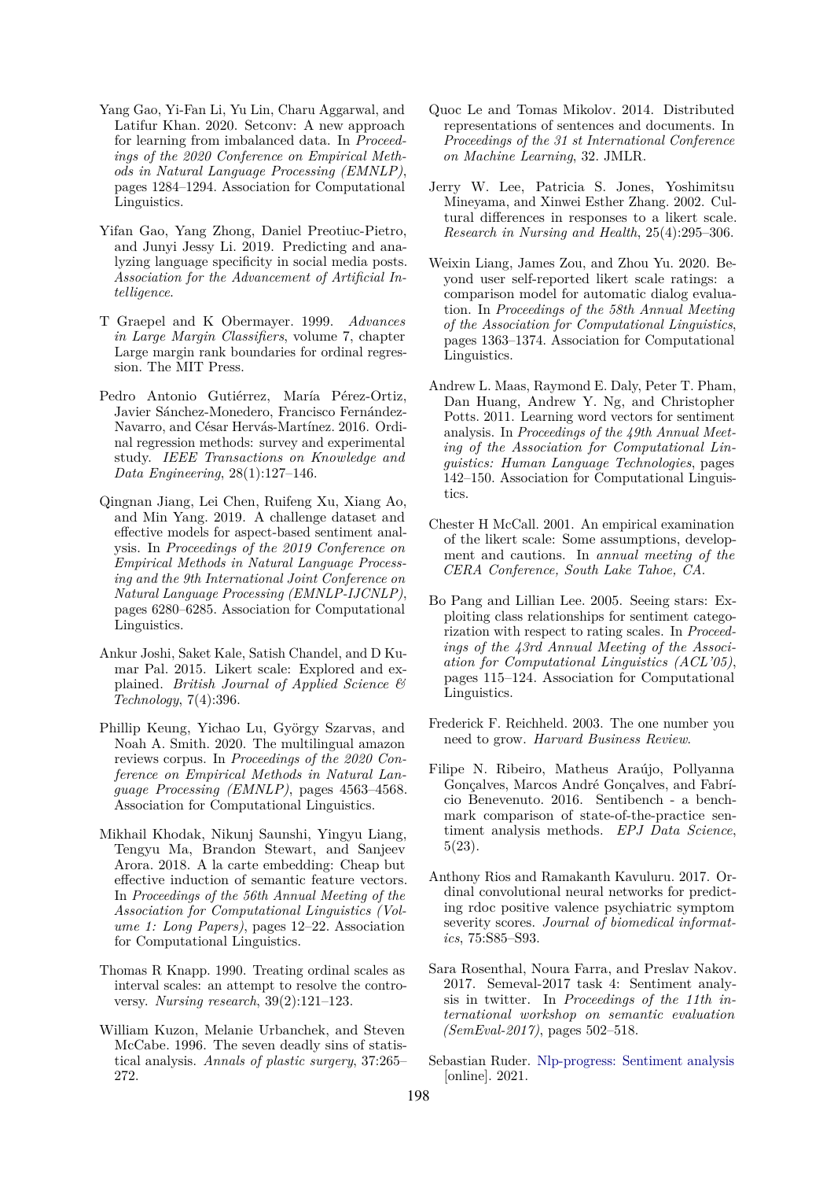Yang Gao, Yi-Fan Li, Yu Lin, Charu Aggarwal, and Latifur Khan. 2020. Setconv: A new approach for learning from imbalanced data. In *Proceedings of the 2020 Conference on Empirical Methods in Natural Language Processing (EMNLP)*, pages 1284–1294. Association for Computational Linguistics.

Yifan Gao, Yang Zhong, Daniel Preotiuc-Pietro, and Junyi Jessy Li. 2019. Predicting and analyzing language specificity in social media posts. *Association for the Advancement of Artificial Intelligence*.

T Graepel and K Obermayer. 1999. *Advances in Large Margin Classifiers*, volume 7, chapter Large margin rank boundaries for ordinal regression. The MIT Press.

Pedro Antonio Gutiérrez, María Pérez-Ortiz, Javier Sánchez-Monedero, Francisco Fernández-Navarro, and César Hervás-Martínez. 2016. Ordinal regression methods: survey and experimental study. *IEEE Transactions on Knowledge and Data Engineering*, 28(1):127–146.

Qingnan Jiang, Lei Chen, Ruifeng Xu, Xiang Ao, and Min Yang. 2019. A challenge dataset and effective models for aspect-based sentiment analysis. In *Proceedings of the 2019 Conference on Empirical Methods in Natural Language Processing and the 9th International Joint Conference on Natural Language Processing (EMNLP-IJCNLP)*, pages 6280–6285. Association for Computational Linguistics.

Ankur Joshi, Saket Kale, Satish Chandel, and D Kumar Pal. 2015. Likert scale: Explored and explained. *British Journal of Applied Science & Technology*, 7(4):396.

Phillip Keung, Yichao Lu, György Szarvas, and Noah A. Smith. 2020. The multilingual amazon reviews corpus. In *Proceedings of the 2020 Conference on Empirical Methods in Natural Language Processing (EMNLP)*, pages 4563–4568. Association for Computational Linguistics.

Mikhail Khodak, Nikunj Saunshi, Yingyu Liang, Tengyu Ma, Brandon Stewart, and Sanjeev Arora. 2018. A la carte embedding: Cheap but effective induction of semantic feature vectors. In *Proceedings of the 56th Annual Meeting of the Association for Computational Linguistics (Volume 1: Long Papers)*, pages 12–22. Association for Computational Linguistics.

Thomas R Knapp. 1990. Treating ordinal scales as interval scales: an attempt to resolve the controversy. *Nursing research*, 39(2):121–123.

William Kuzon, Melanie Urbanchek, and Steven McCabe. 1996. The seven deadly sins of statistical analysis. *Annals of plastic surgery*, 37:265–272.

Quoc Le and Tomas Mikolov. 2014. Distributed representations of sentences and documents. In *Proceedings of the 31 st International Conference on Machine Learning*, 32. JMLR.

Jerry W. Lee, Patricia S. Jones, Yoshimitsu Mineyama, and Xinwei Esther Zhang. 2002. Cultural differences in responses to a likert scale. *Research in Nursing and Health*, 25(4):295–306.

Weixin Liang, James Zou, and Zhou Yu. 2020. Beyond user self-reported likert scale ratings: a comparison model for automatic dialog evaluation. In *Proceedings of the 58th Annual Meeting of the Association for Computational Linguistics*, pages 1363–1374. Association for Computational Linguistics.

Andrew L. Maas, Raymond E. Daly, Peter T. Pham, Dan Huang, Andrew Y. Ng, and Christopher Potts. 2011. Learning word vectors for sentiment analysis. In *Proceedings of the 49th Annual Meeting of the Association for Computational Linguistics: Human Language Technologies*, pages 142–150. Association for Computational Linguistics.

Chester H McCall. 2001. An empirical examination of the likert scale: Some assumptions, development and cautions. In *annual meeting of the CERA Conference, South Lake Tahoe, CA*.

Bo Pang and Lillian Lee. 2005. Seeing stars: Exploiting class relationships for sentiment categorization with respect to rating scales. In *Proceedings of the 43rd Annual Meeting of the Association for Computational Linguistics (ACL'05)*, pages 115–124. Association for Computational Linguistics.

Frederick F. Reichheld. 2003. The one number you need to grow. *Harvard Business Review*.

Filipe N. Ribeiro, Matheus Araújo, Pollyanna Gonçalves, Marcos André Gonçalves, and Fabrício Benevenuto. 2016. Sentibench - a benchmark comparison of state-of-the-practice sentiment analysis methods. *EPJ Data Science*, 5(23).

Anthony Rios and Ramakanth Kavuluru. 2017. Ordinal convolutional neural networks for predicting rdoc positive valence psychiatric symptom severity scores. *Journal of biomedical informatics*, 75:S85–S93.

Sara Rosenthal, Noura Farra, and Preslav Nakov. 2017. Semeval-2017 task 4: Sentiment analysis in twitter. In *Proceedings of the 11th international workshop on semantic evaluation (SemEval-2017)*, pages 502–518.

Sebastian Ruder. Nlp-progress: Sentiment analysis [online]. 2021.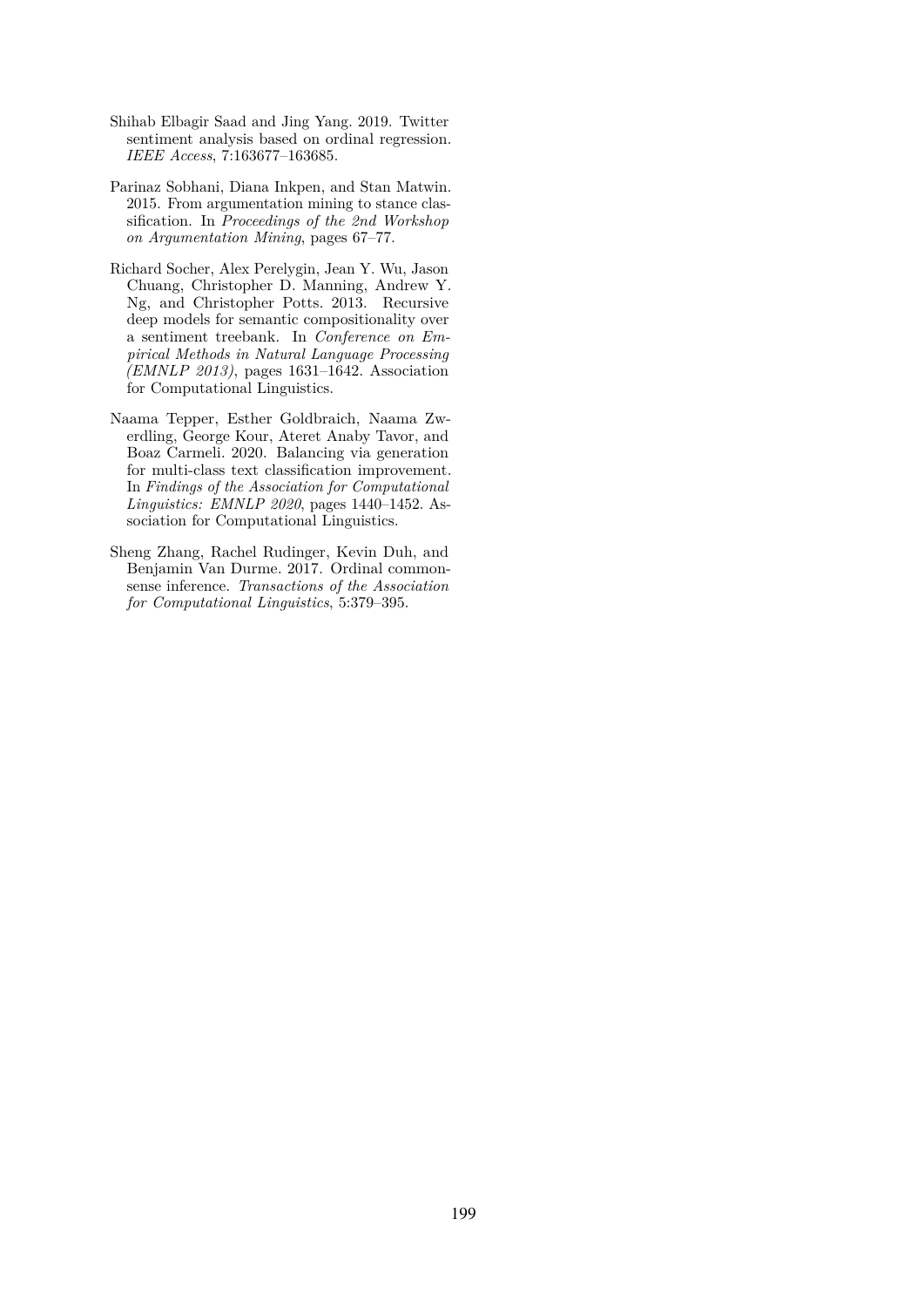Shihab Elbagir Saad and Jing Yang. 2019. Twitter sentiment analysis based on ordinal regression. *IEEE Access*, 7:163677–163685.

Parinaz Sobhani, Diana Inkpen, and Stan Matwin. 2015. From argumentation mining to stance classification. In *Proceedings of the 2nd Workshop on Argumentation Mining*, pages 67–77.

Richard Socher, Alex Perelygin, Jean Y. Wu, Jason Chuang, Christopher D. Manning, Andrew Y. Ng, and Christopher Potts. 2013. Recursive deep models for semantic compositionality over a sentiment treebank. In *Conference on Empirical Methods in Natural Language Processing (EMNLP 2013)*, pages 1631–1642. Association for Computational Linguistics.

Naama Tepper, Esther Goldbraich, Naama Zwerdling, George Kour, Ateret Anaby Tavor, and Boaz Carmeli. 2020. Balancing via generation for multi-class text classification improvement. In *Findings of the Association for Computational Linguistics: EMNLP 2020*, pages 1440–1452. Association for Computational Linguistics.

Sheng Zhang, Rachel Rudinger, Kevin Duh, and Benjamin Van Durme. 2017. Ordinal commonsense inference. *Transactions of the Association for Computational Linguistics*, 5:379–395.